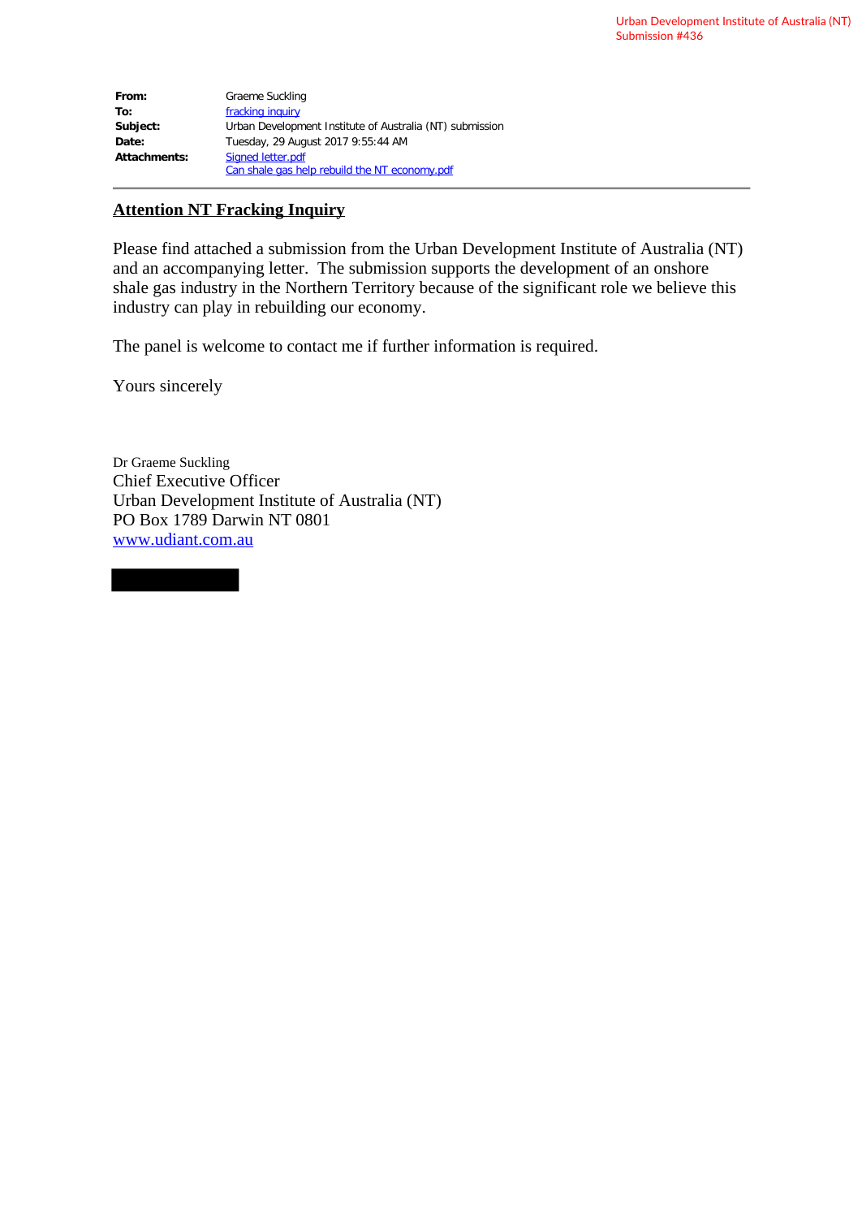Urban Development Institute of Australia (NT)
Submission #436

| | |
|---|---|
| **From:** | Graeme Suckling |
| **To:** | fracking inquiry |
| **Subject:** | Urban Development Institute of Australia (NT) submission |
| **Date:** | Tuesday, 29 August 2017 9:55:44 AM |
| **Attachments:** | Signed letter.pdf<br>Can shale gas help rebuild the NT economy.pdf |

---

**Attention NT Fracking Inquiry**

Please find attached a submission from the Urban Development Institute of Australia (NT) and an accompanying letter. The submission supports the development of an onshore shale gas industry in the Northern Territory because of the significant role we believe this industry can play in rebuilding our economy.

The panel is welcome to contact me if further information is required.

Yours sincerely

Dr Graeme Suckling
Chief Executive Officer
Urban Development Institute of Australia (NT)
PO Box 1789 Darwin NT 0801
www.udiant.com.au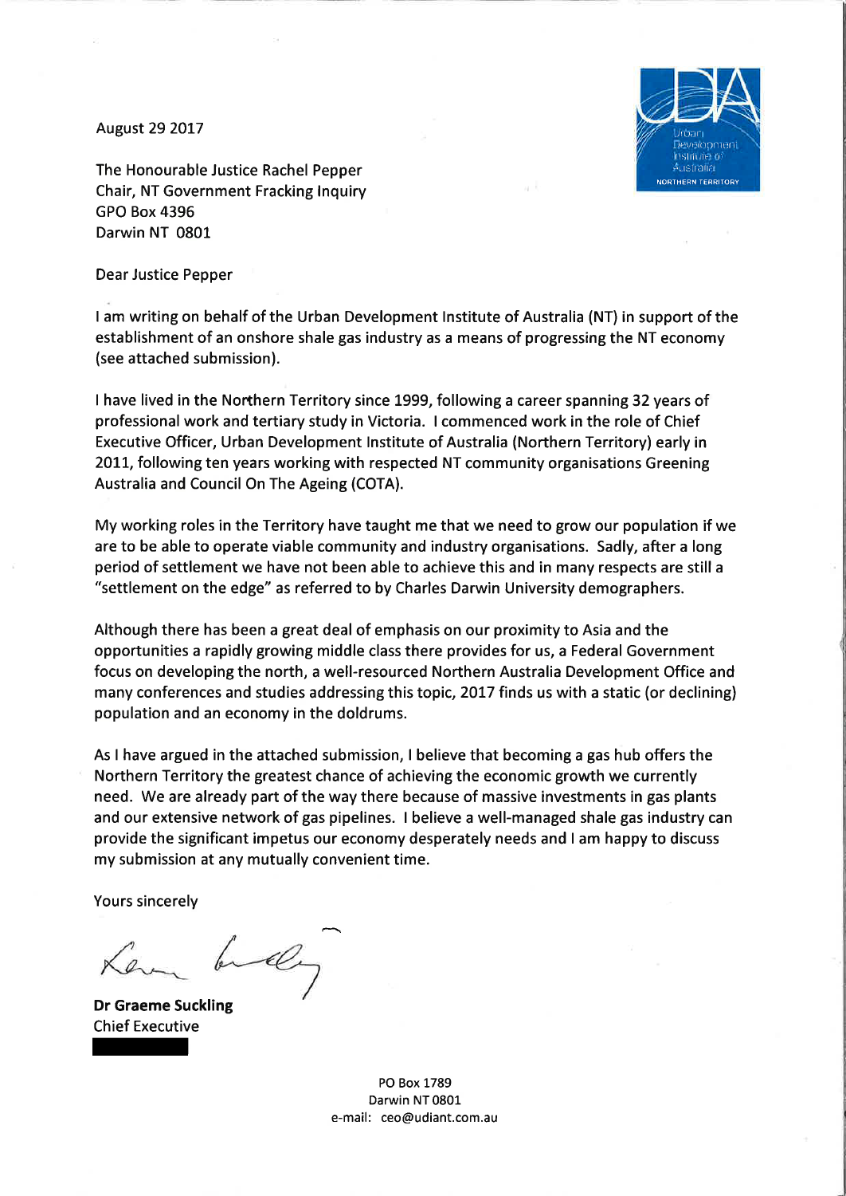August 29 2017

The Honourable Justice Rachel Pepper
Chair, NT Government Fracking Inquiry
GPO Box 4396
Darwin NT 0801

Dear Justice Pepper

I am writing on behalf of the Urban Development Institute of Australia (NT) in support of the establishment of an onshore shale gas industry as a means of progressing the NT economy (see attached submission).

I have lived in the Northern Territory since 1999, following a career spanning 32 years of professional work and tertiary study in Victoria. I commenced work in the role of Chief Executive Officer, Urban Development Institute of Australia (Northern Territory) early in 2011, following ten years working with respected NT community organisations Greening Australia and Council On The Ageing (COTA).

My working roles in the Territory have taught me that we need to grow our population if we are to be able to operate viable community and industry organisations. Sadly, after a long period of settlement we have not been able to achieve this and in many respects are still a "settlement on the edge" as referred to by Charles Darwin University demographers.

Although there has been a great deal of emphasis on our proximity to Asia and the opportunities a rapidly growing middle class there provides for us, a Federal Government focus on developing the north, a well-resourced Northern Australia Development Office and many conferences and studies addressing this topic, 2017 finds us with a static (or declining) population and an economy in the doldrums.

As I have argued in the attached submission, I believe that becoming a gas hub offers the Northern Territory the greatest chance of achieving the economic growth we currently need. We are already part of the way there because of massive investments in gas plants and our extensive network of gas pipelines. I believe a well-managed shale gas industry can provide the significant impetus our economy desperately needs and I am happy to discuss my submission at any mutually convenient time.

Yours sincerely

**Dr Graeme Suckling**
Chief Executive

PO Box 1789
Darwin NT 0801
e-mail: ceo@udiant.com.au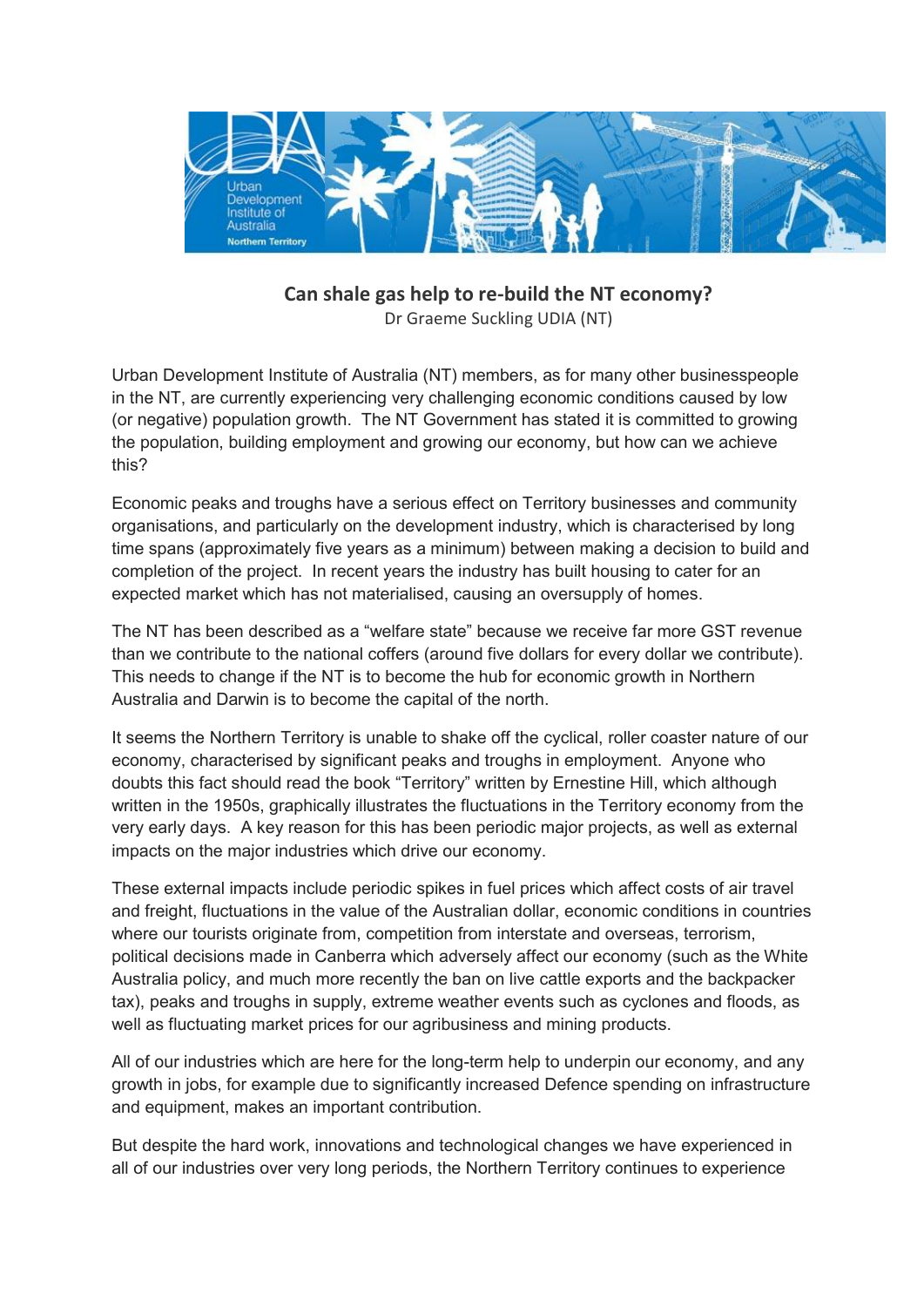## Can shale gas help to re-build the NT economy?

Dr Graeme Suckling UDIA (NT)

Urban Development Institute of Australia (NT) members, as for many other businesspeople in the NT, are currently experiencing very challenging economic conditions caused by low (or negative) population growth. The NT Government has stated it is committed to growing the population, building employment and growing our economy, but how can we achieve this?

Economic peaks and troughs have a serious effect on Territory businesses and community organisations, and particularly on the development industry, which is characterised by long time spans (approximately five years as a minimum) between making a decision to build and completion of the project. In recent years the industry has built housing to cater for an expected market which has not materialised, causing an oversupply of homes.

The NT has been described as a "welfare state" because we receive far more GST revenue than we contribute to the national coffers (around five dollars for every dollar we contribute). This needs to change if the NT is to become the hub for economic growth in Northern Australia and Darwin is to become the capital of the north.

It seems the Northern Territory is unable to shake off the cyclical, roller coaster nature of our economy, characterised by significant peaks and troughs in employment. Anyone who doubts this fact should read the book "Territory" written by Ernestine Hill, which although written in the 1950s, graphically illustrates the fluctuations in the Territory economy from the very early days. A key reason for this has been periodic major projects, as well as external impacts on the major industries which drive our economy.

These external impacts include periodic spikes in fuel prices which affect costs of air travel and freight, fluctuations in the value of the Australian dollar, economic conditions in countries where our tourists originate from, competition from interstate and overseas, terrorism, political decisions made in Canberra which adversely affect our economy (such as the White Australia policy, and much more recently the ban on live cattle exports and the backpacker tax), peaks and troughs in supply, extreme weather events such as cyclones and floods, as well as fluctuating market prices for our agribusiness and mining products.

All of our industries which are here for the long-term help to underpin our economy, and any growth in jobs, for example due to significantly increased Defence spending on infrastructure and equipment, makes an important contribution.

But despite the hard work, innovations and technological changes we have experienced in all of our industries over very long periods, the Northern Territory continues to experience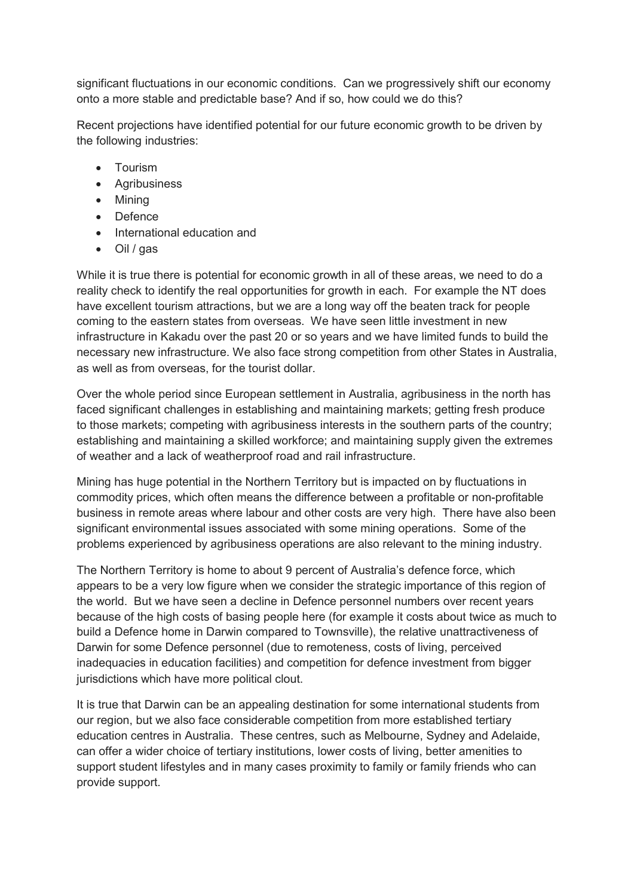significant fluctuations in our economic conditions. Can we progressively shift our economy onto a more stable and predictable base? And if so, how could we do this?

Recent projections have identified potential for our future economic growth to be driven by the following industries:

- Tourism
- Agribusiness
- Mining
- Defence
- International education and
- Oil / gas

While it is true there is potential for economic growth in all of these areas, we need to do a reality check to identify the real opportunities for growth in each. For example the NT does have excellent tourism attractions, but we are a long way off the beaten track for people coming to the eastern states from overseas. We have seen little investment in new infrastructure in Kakadu over the past 20 or so years and we have limited funds to build the necessary new infrastructure. We also face strong competition from other States in Australia, as well as from overseas, for the tourist dollar.

Over the whole period since European settlement in Australia, agribusiness in the north has faced significant challenges in establishing and maintaining markets; getting fresh produce to those markets; competing with agribusiness interests in the southern parts of the country; establishing and maintaining a skilled workforce; and maintaining supply given the extremes of weather and a lack of weatherproof road and rail infrastructure.

Mining has huge potential in the Northern Territory but is impacted on by fluctuations in commodity prices, which often means the difference between a profitable or non-profitable business in remote areas where labour and other costs are very high. There have also been significant environmental issues associated with some mining operations. Some of the problems experienced by agribusiness operations are also relevant to the mining industry.

The Northern Territory is home to about 9 percent of Australia's defence force, which appears to be a very low figure when we consider the strategic importance of this region of the world. But we have seen a decline in Defence personnel numbers over recent years because of the high costs of basing people here (for example it costs about twice as much to build a Defence home in Darwin compared to Townsville), the relative unattractiveness of Darwin for some Defence personnel (due to remoteness, costs of living, perceived inadequacies in education facilities) and competition for defence investment from bigger jurisdictions which have more political clout.

It is true that Darwin can be an appealing destination for some international students from our region, but we also face considerable competition from more established tertiary education centres in Australia. These centres, such as Melbourne, Sydney and Adelaide, can offer a wider choice of tertiary institutions, lower costs of living, better amenities to support student lifestyles and in many cases proximity to family or family friends who can provide support.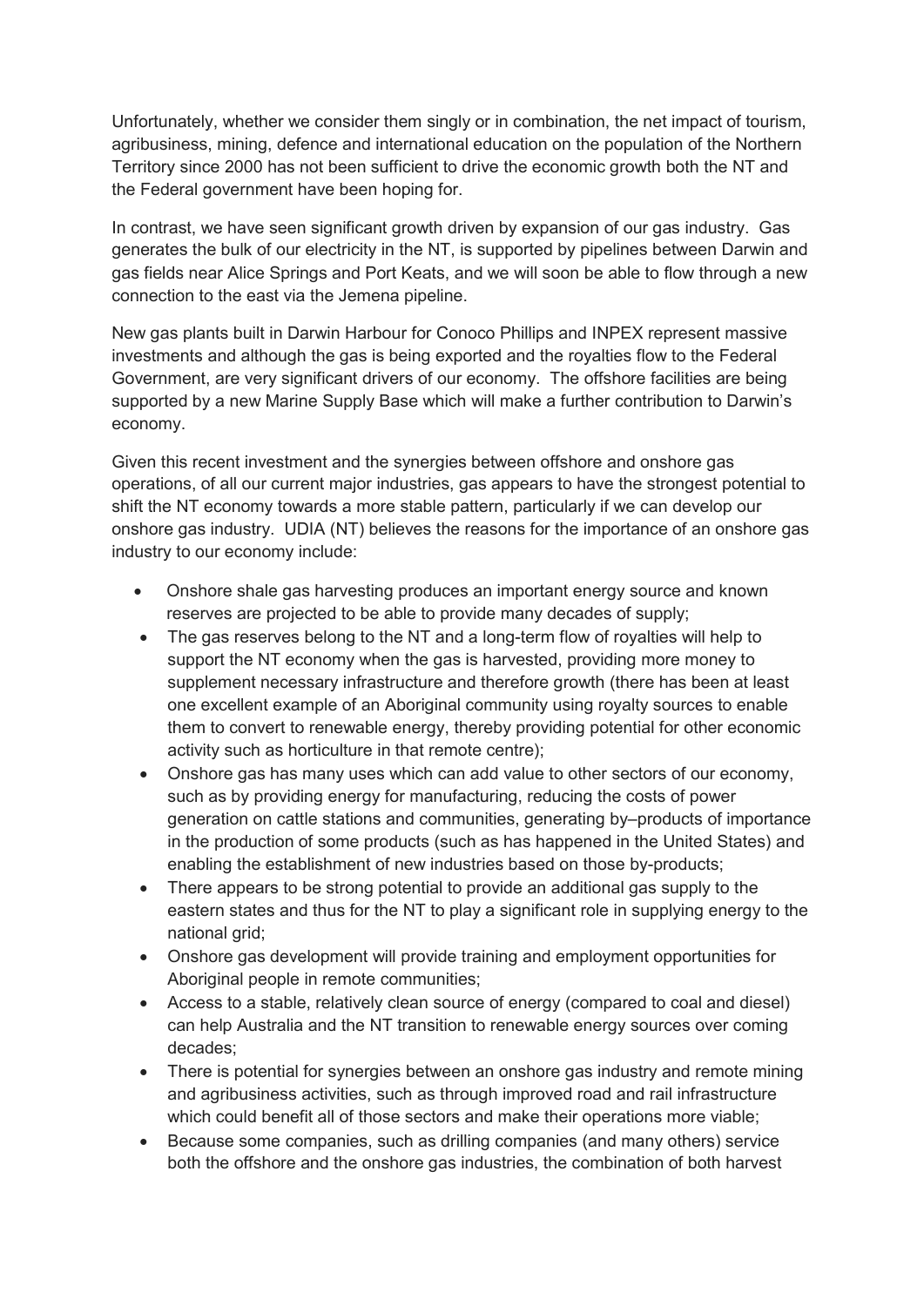Unfortunately, whether we consider them singly or in combination, the net impact of tourism, agribusiness, mining, defence and international education on the population of the Northern Territory since 2000 has not been sufficient to drive the economic growth both the NT and the Federal government have been hoping for.

In contrast, we have seen significant growth driven by expansion of our gas industry. Gas generates the bulk of our electricity in the NT, is supported by pipelines between Darwin and gas fields near Alice Springs and Port Keats, and we will soon be able to flow through a new connection to the east via the Jemena pipeline.

New gas plants built in Darwin Harbour for Conoco Phillips and INPEX represent massive investments and although the gas is being exported and the royalties flow to the Federal Government, are very significant drivers of our economy. The offshore facilities are being supported by a new Marine Supply Base which will make a further contribution to Darwin's economy.

Given this recent investment and the synergies between offshore and onshore gas operations, of all our current major industries, gas appears to have the strongest potential to shift the NT economy towards a more stable pattern, particularly if we can develop our onshore gas industry. UDIA (NT) believes the reasons for the importance of an onshore gas industry to our economy include:

- Onshore shale gas harvesting produces an important energy source and known reserves are projected to be able to provide many decades of supply;
- The gas reserves belong to the NT and a long-term flow of royalties will help to support the NT economy when the gas is harvested, providing more money to supplement necessary infrastructure and therefore growth (there has been at least one excellent example of an Aboriginal community using royalty sources to enable them to convert to renewable energy, thereby providing potential for other economic activity such as horticulture in that remote centre);
- Onshore gas has many uses which can add value to other sectors of our economy, such as by providing energy for manufacturing, reducing the costs of power generation on cattle stations and communities, generating by–products of importance in the production of some products (such as has happened in the United States) and enabling the establishment of new industries based on those by-products;
- There appears to be strong potential to provide an additional gas supply to the eastern states and thus for the NT to play a significant role in supplying energy to the national grid;
- Onshore gas development will provide training and employment opportunities for Aboriginal people in remote communities;
- Access to a stable, relatively clean source of energy (compared to coal and diesel) can help Australia and the NT transition to renewable energy sources over coming decades;
- There is potential for synergies between an onshore gas industry and remote mining and agribusiness activities, such as through improved road and rail infrastructure which could benefit all of those sectors and make their operations more viable;
- Because some companies, such as drilling companies (and many others) service both the offshore and the onshore gas industries, the combination of both harvest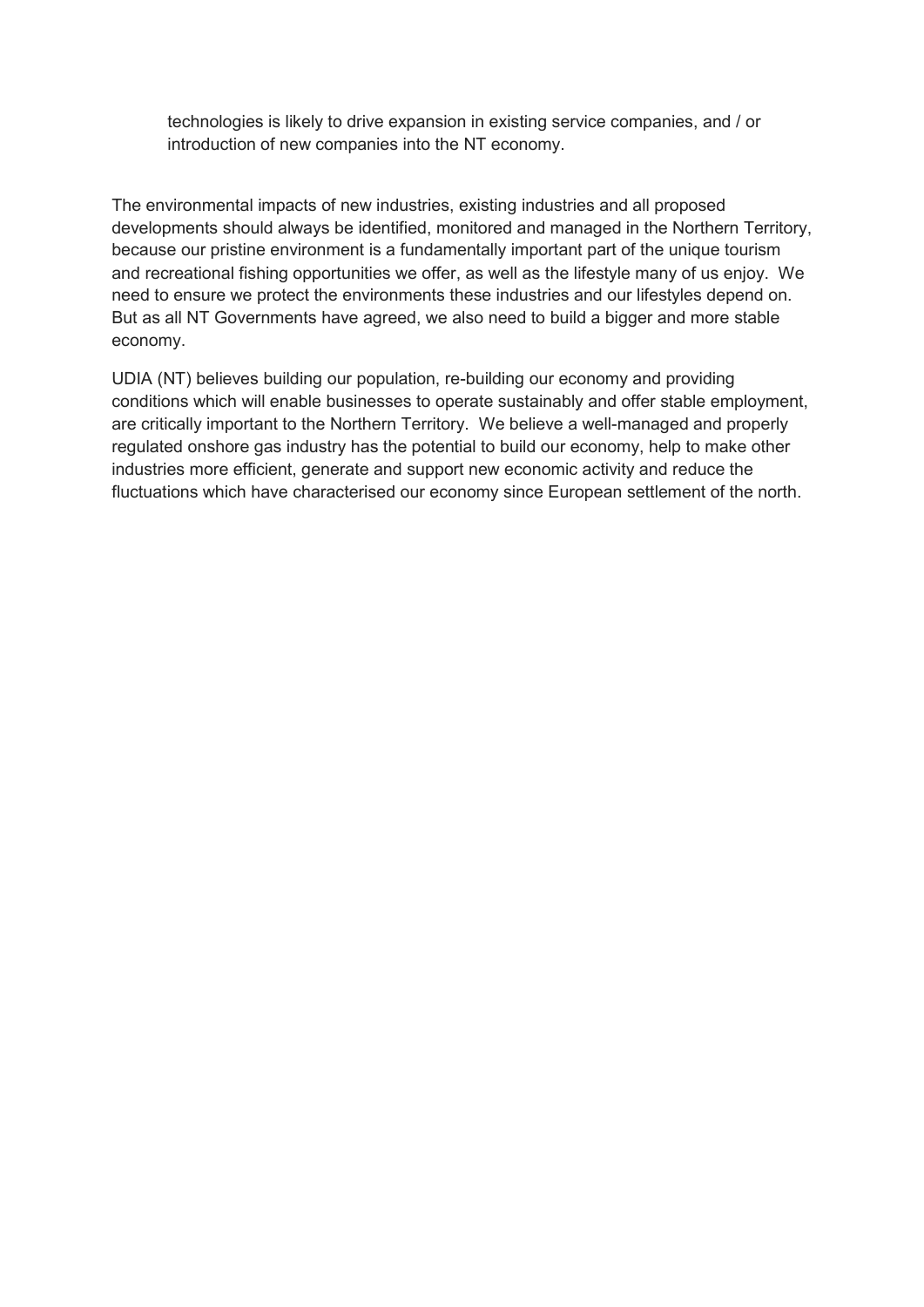technologies is likely to drive expansion in existing service companies, and / or introduction of new companies into the NT economy.

The environmental impacts of new industries, existing industries and all proposed developments should always be identified, monitored and managed in the Northern Territory, because our pristine environment is a fundamentally important part of the unique tourism and recreational fishing opportunities we offer, as well as the lifestyle many of us enjoy. We need to ensure we protect the environments these industries and our lifestyles depend on. But as all NT Governments have agreed, we also need to build a bigger and more stable economy.

UDIA (NT) believes building our population, re-building our economy and providing conditions which will enable businesses to operate sustainably and offer stable employment, are critically important to the Northern Territory. We believe a well-managed and properly regulated onshore gas industry has the potential to build our economy, help to make other industries more efficient, generate and support new economic activity and reduce the fluctuations which have characterised our economy since European settlement of the north.